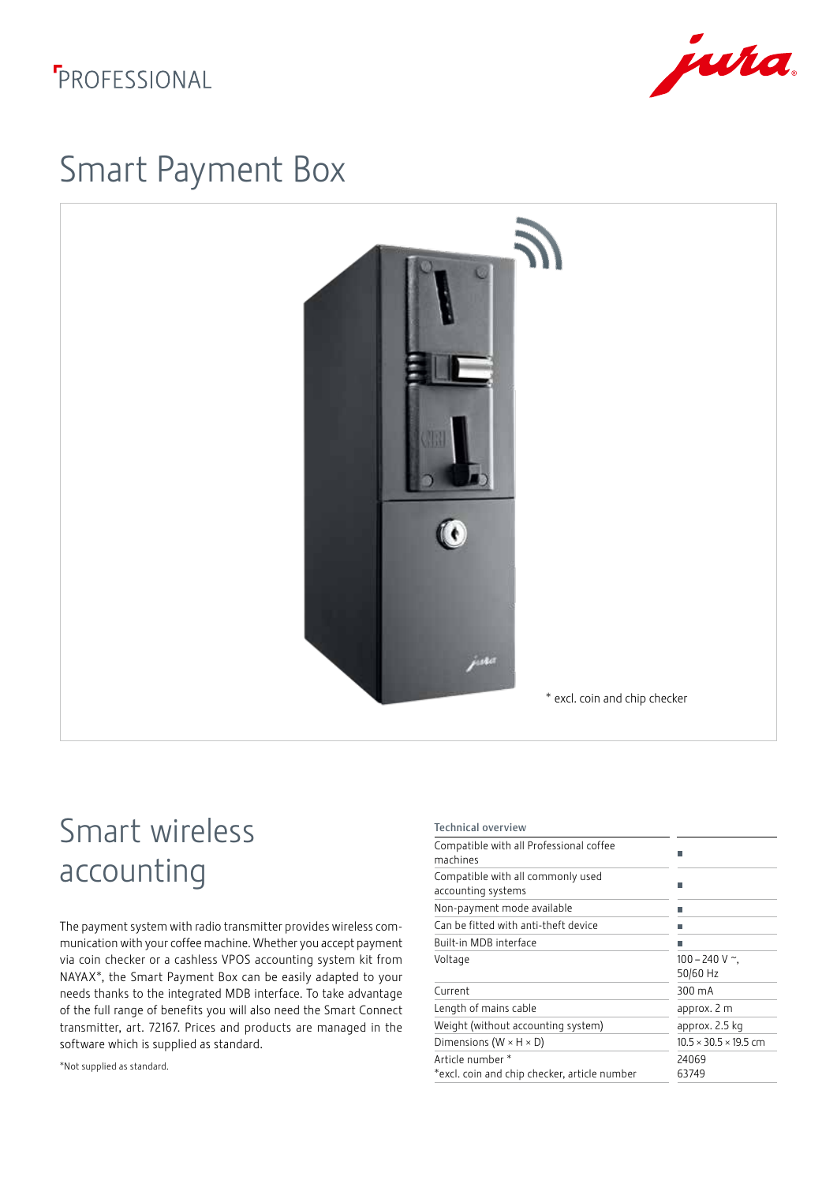PROFESSIONAL

# Smart Payment Box

\* excl. coin and chip checker

## Smart wireless accounting

The payment system with radio transmitter provides wireless communication with your coffee machine. Whether you accept payment via coin checker or a cashless VPOS accounting system kit from NAYAX*, the Smart Payment Box can be easily adapted to your needs thanks to the integrated MDB interface. To take advantage of the full range of benefits you will also need the Smart Connect transmitter, art. 72167. Prices and products are managed in the software which is supplied as standard.

*Not supplied as standard.

| Technical overview | |
|---|---|
| Compatible with all Professional coffee machines | ■ |
| Compatible with all commonly used accounting systems | ■ |
| Non-payment mode available | ■ |
| Can be fitted with anti-theft device | ■ |
| Built-in MDB interface | ■ |
| Voltage | 100 – 240 V ~, 50/60 Hz |
| Current | 300 mA |
| Length of mains cable | approx. 2 m |
| Weight (without accounting system) | approx. 2.5 kg |
| Dimensions (W × H × D) | 10.5 × 30.5 × 19.5 cm |
| Article number * | 24069 |
| *excl. coin and chip checker, article number | 63749 |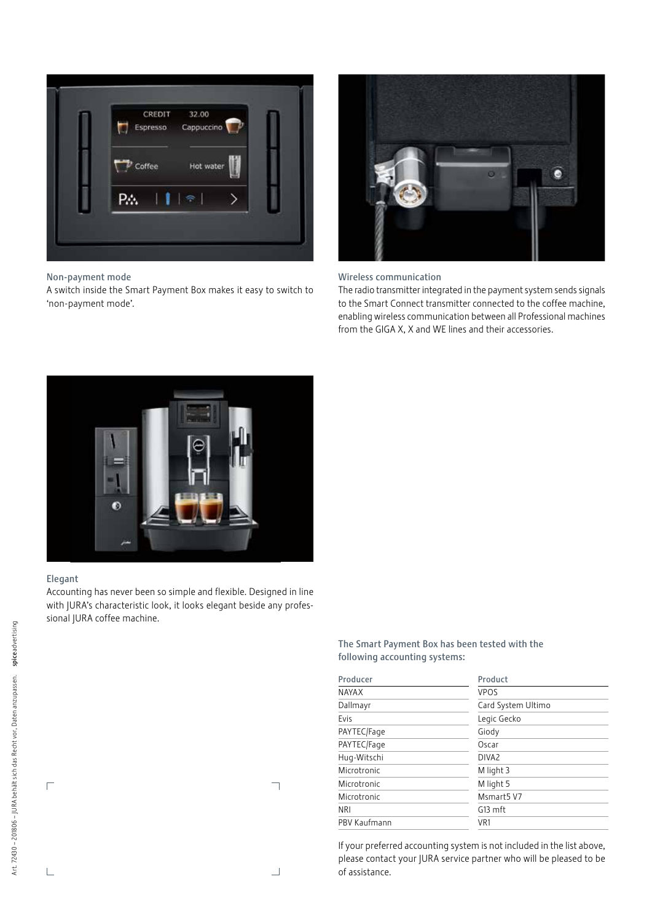### Non-payment mode

A switch inside the Smart Payment Box makes it easy to switch to 'non-payment mode'.

### Wireless communication

The radio transmitter integrated in the payment system sends signals to the Smart Connect transmitter connected to the coffee machine, enabling wireless communication between all Professional machines from the GIGA X, X and WE lines and their accessories.

### Elegant

Accounting has never been so simple and flexible. Designed in line with JURA's characteristic look, it looks elegant beside any professional JURA coffee machine.

### The Smart Payment Box has been tested with the following accounting systems:

| Producer | Product |
| --- | --- |
| NAYAX | VPOS |
| Dallmayr | Card System Ultimo |
| Evis | Legic Gecko |
| PAYTEC/Fage | Giody |
| PAYTEC/Fage | Oscar |
| Hug-Witschi | DIVA2 |
| Microtronic | M light 3 |
| Microtronic | M light 5 |
| Microtronic | Msmart5 V7 |
| NRI | G13 mft |
| PBV Kaufmann | VR1 |

If your preferred accounting system is not included in the list above, please contact your JURA service partner who will be pleased to be of assistance.

Art. 72430 – 201806 – JURA behält sich das Recht vor, Daten anzupassen. spiceadvertising